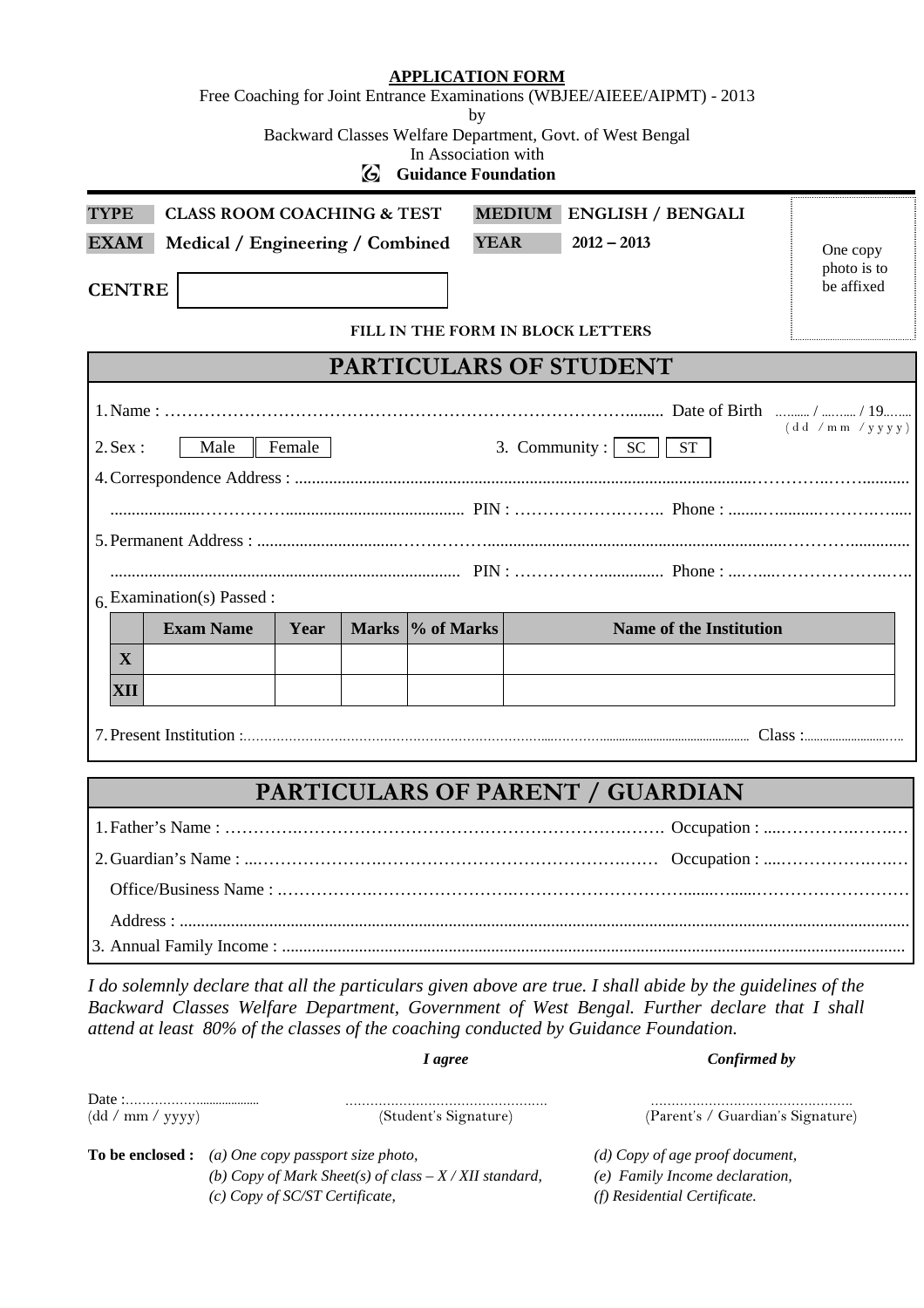**APPLICATION FORM**

Free Coaching for Joint Entrance Examinations (WBJEE/AIEEE/AIPMT) - 2013

by

Backward Classes Welfare Department, Govt. of West Bengal

In Association with

**Guidance Foundation**

**TYPE** CLASS ROOM COACHING & TEST **MEDIUM** ENGLISH / BENGALI

**EXAM** Medical / Engineering / Combined **YEAR** 2012 – 2013

One copy photo is to be affixed

**CENTRE** [ ]

**FILL IN THE FORM IN BLOCK LETTERS**

## PARTICULARS OF STUDENT

1. Name : ……………………………………………………………………………......... Date of Birth .......... / .......... / 19........ (dd / mm / yyyy)
2. Sex : [ Male ] [ Female ]    3. Community : [ SC ] [ ST ]
4. Correspondence Address : ……………………………………………………………………………………………

   …………………………………………………… PIN : …………………….. Phone : ……………………
5. Permanent Address : ……………………………………………………………………………………………

   …………………………………………………… PIN : …………………….. Phone : ……………………
6. Examination(s) Passed :

| | Exam Name | Year | Marks | % of Marks | Name of the Institution |
|---|---|---|---|---|---|
| **X** | | | | | |
| **XII** | | | | | |

7. Present Institution :…………………………………………………………………………………… Class :…………………

## PARTICULARS OF PARENT / GUARDIAN

1. Father's Name : ………………………………………………………………………… Occupation : ……………………
2. Guardian's Name : ……………………………………………………………………… Occupation : ……………………

   Office/Business Name : ……………………………………………………………………………………………………

   Address : ……………………………………………………………………………………………………………………
3. Annual Family Income : ……………………………………………………………………………………………………

*I do solemnly declare that all the particulars given above are true. I shall abide by the guidelines of the Backward Classes Welfare Department, Government of West Bengal. Further declare that I shall attend at least 80% of the classes of the coaching conducted by Guidance Foundation.*

***I agree*** ***Confirmed by***

Date :………………… (dd / mm / yyyy)    ……………………………… (Student's Signature)    ……………………………… (Parent's / Guardian's Signature)

**To be enclosed :**
*(a) One copy passport size photo,*
*(b) Copy of Mark Sheet(s) of class – X / XII standard,*
*(c) Copy of SC/ST Certificate,*
*(d) Copy of age proof document,*
*(e) Family Income declaration,*
*(f) Residential Certificate.*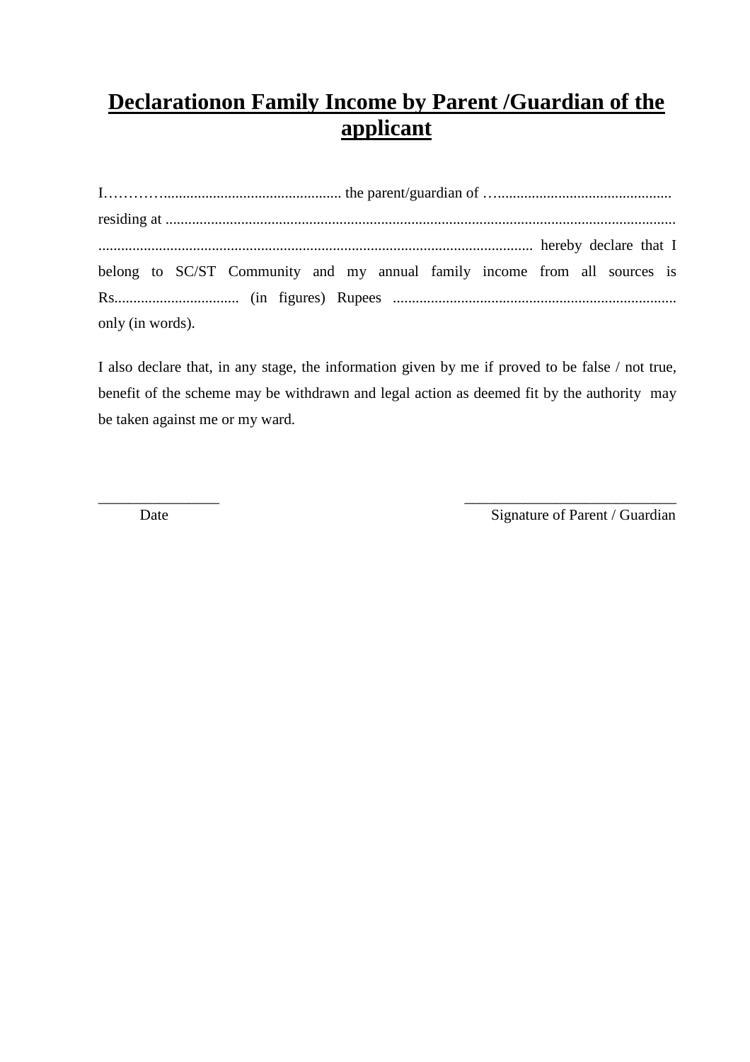# **Declarationon Family Income by Parent /Guardian of the applicant**

I…………................................................ the parent/guardian of …............................................... residing at ....................................................................................................................................... .................................................................................................................. hereby declare that I belong to SC/ST Community and my annual family income from all sources is Rs................................. (in figures) Rupees ........................................................................... only (in words).

I also declare that, in any stage, the information given by me if proved to be false / not true, benefit of the scheme may be withdrawn and legal action as deemed fit by the authority may be taken against me or my ward.

________________ ____________________________

Date Signature of Parent / Guardian